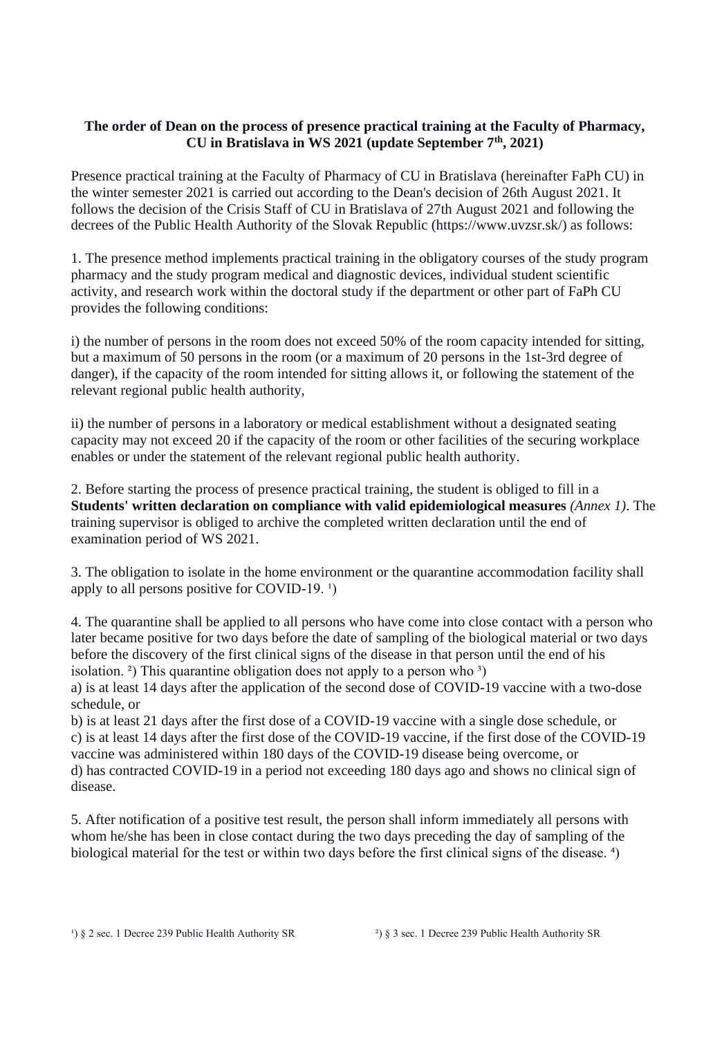**The order of Dean on the process of presence practical training at the Faculty of Pharmacy, CU in Bratislava in WS 2021 (update September 7th, 2021)**

Presence practical training at the Faculty of Pharmacy of CU in Bratislava (hereinafter FaPh CU) in the winter semester 2021 is carried out according to the Dean's decision of 26th August 2021. It follows the decision of the Crisis Staff of CU in Bratislava of 27th August 2021 and following the decrees of the Public Health Authority of the Slovak Republic (https://www.uvzsr.sk/) as follows:

1. The presence method implements practical training in the obligatory courses of the study program pharmacy and the study program medical and diagnostic devices, individual student scientific activity, and research work within the doctoral study if the department or other part of FaPh CU provides the following conditions:

i) the number of persons in the room does not exceed 50% of the room capacity intended for sitting, but a maximum of 50 persons in the room (or a maximum of 20 persons in the 1st-3rd degree of danger), if the capacity of the room intended for sitting allows it, or following the statement of the relevant regional public health authority,

ii) the number of persons in a laboratory or medical establishment without a designated seating capacity may not exceed 20 if the capacity of the room or other facilities of the securing workplace enables or under the statement of the relevant regional public health authority.

2. Before starting the process of presence practical training, the student is obliged to fill in a **Students' written declaration on compliance with valid epidemiological measures** *(Annex 1)*. The training supervisor is obliged to archive the completed written declaration until the end of examination period of WS 2021.

3. The obligation to isolate in the home environment or the quarantine accommodation facility shall apply to all persons positive for COVID-19. [1])

4. The quarantine shall be applied to all persons who have come into close contact with a person who later became positive for two days before the date of sampling of the biological material or two days before the discovery of the first clinical signs of the disease in that person until the end of his isolation. [2]) This quarantine obligation does not apply to a person who [3])

a) is at least 14 days after the application of the second dose of COVID-19 vaccine with a two-dose schedule, or

b) is at least 21 days after the first dose of a COVID-19 vaccine with a single dose schedule, or

c) is at least 14 days after the first dose of the COVID-19 vaccine, if the first dose of the COVID-19 vaccine was administered within 180 days of the COVID-19 disease being overcome, or

d) has contracted COVID-19 in a period not exceeding 180 days ago and shows no clinical sign of disease.

5. After notification of a positive test result, the person shall inform immediately all persons with whom he/she has been in close contact during the two days preceding the day of sampling of the biological material for the test or within two days before the first clinical signs of the disease. [4])

[1]) § 2 sec. 1 Decree 239 Public Health Authority SR

[2]) § 3 sec. 1 Decree 239 Public Health Authority SR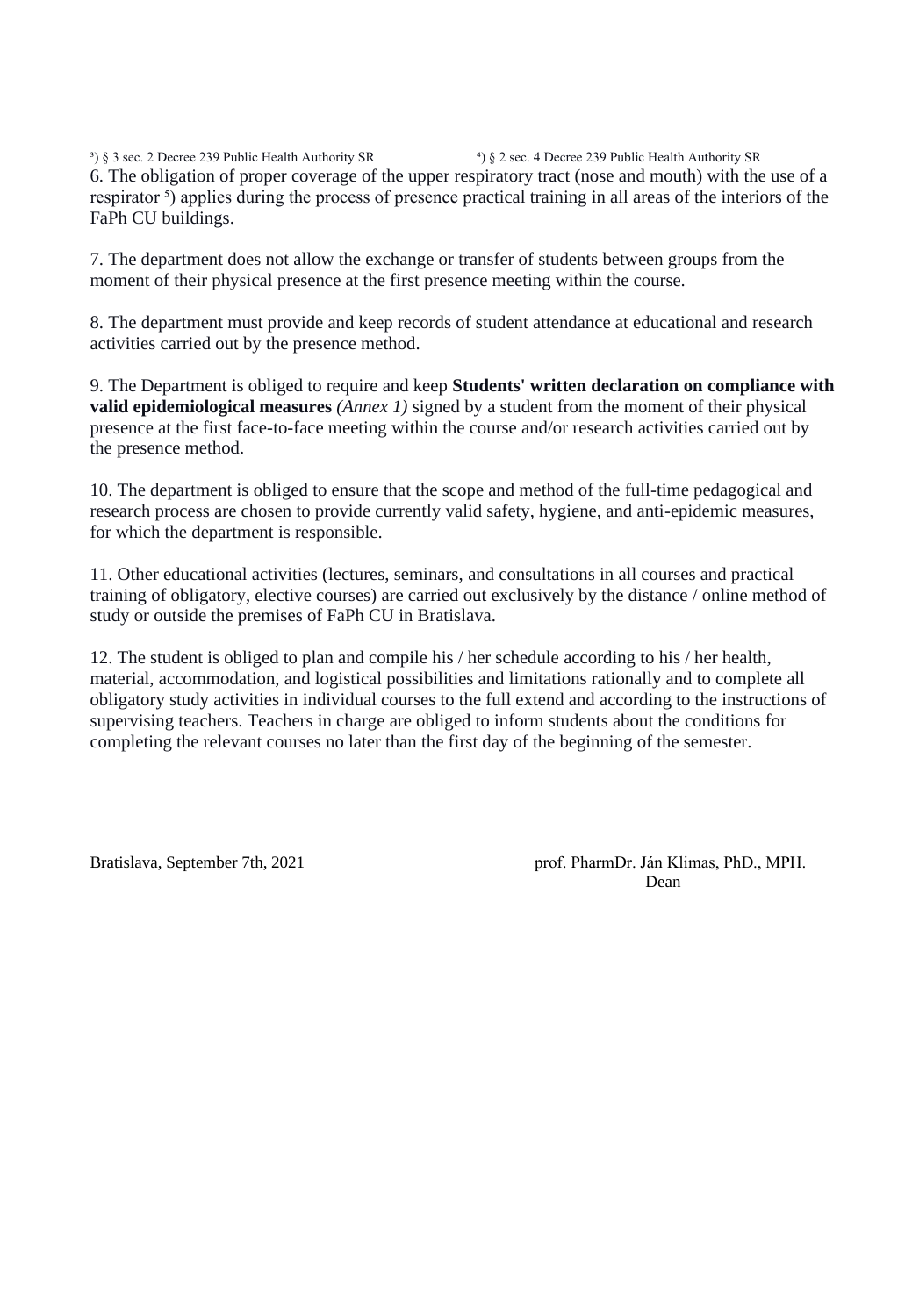[3]) § 3 sec. 2 Decree 239 Public Health Authority SR [4]) § 2 sec. 4 Decree 239 Public Health Authority SR

6. The obligation of proper coverage of the upper respiratory tract (nose and mouth) with the use of a respirator [5]) applies during the process of presence practical training in all areas of the interiors of the FaPh CU buildings.

7. The department does not allow the exchange or transfer of students between groups from the moment of their physical presence at the first presence meeting within the course.

8. The department must provide and keep records of student attendance at educational and research activities carried out by the presence method.

9. The Department is obliged to require and keep **Students' written declaration on compliance with valid epidemiological measures** *(Annex 1)* signed by a student from the moment of their physical presence at the first face-to-face meeting within the course and/or research activities carried out by the presence method.

10. The department is obliged to ensure that the scope and method of the full-time pedagogical and research process are chosen to provide currently valid safety, hygiene, and anti-epidemic measures, for which the department is responsible.

11. Other educational activities (lectures, seminars, and consultations in all courses and practical training of obligatory, elective courses) are carried out exclusively by the distance / online method of study or outside the premises of FaPh CU in Bratislava.

12. The student is obliged to plan and compile his / her schedule according to his / her health, material, accommodation, and logistical possibilities and limitations rationally and to complete all obligatory study activities in individual courses to the full extend and according to the instructions of supervising teachers. Teachers in charge are obliged to inform students about the conditions for completing the relevant courses no later than the first day of the beginning of the semester.

Bratislava, September 7th, 2021

prof. PharmDr. Ján Klimas, PhD., MPH.
Dean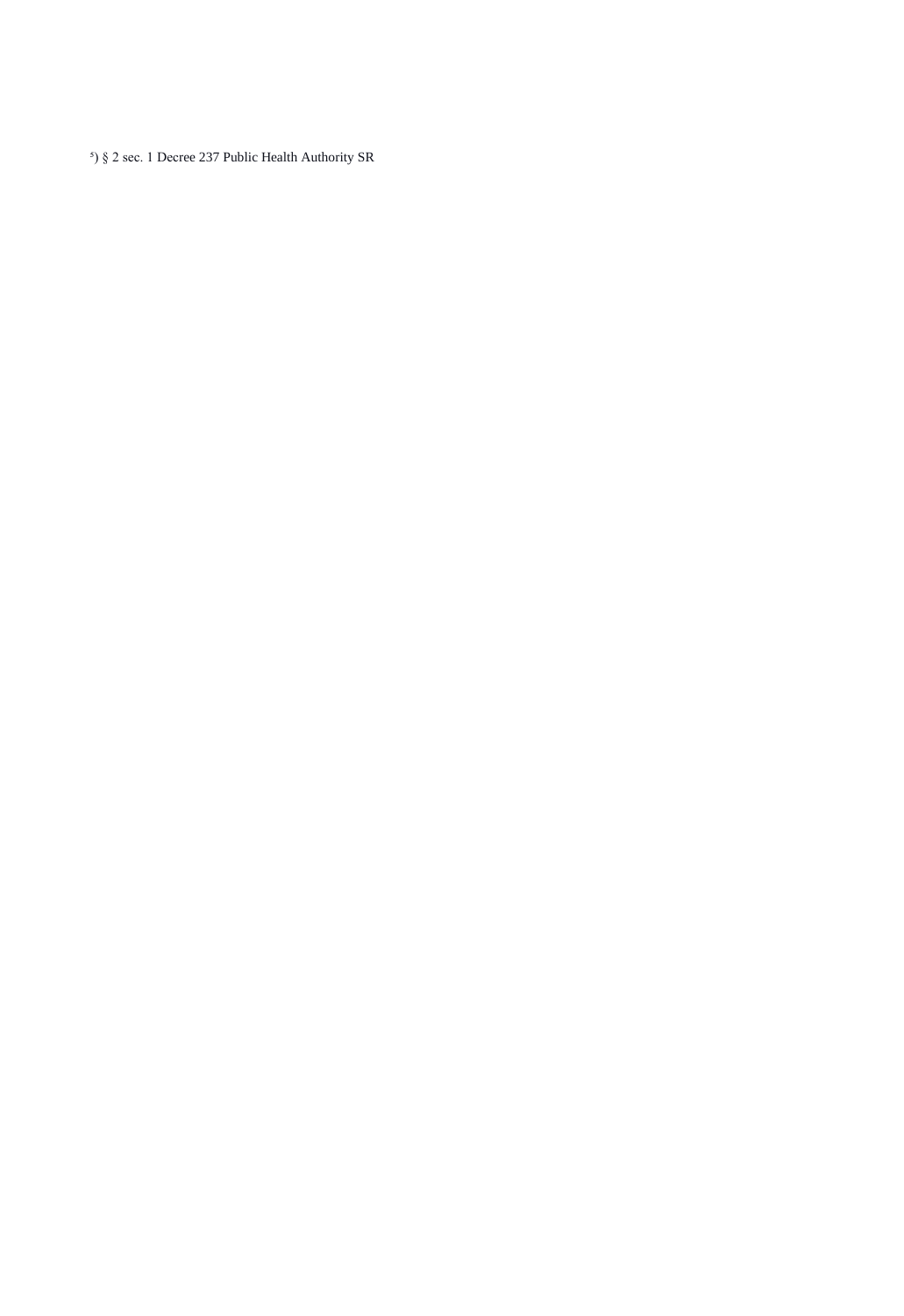[5]) § 2 sec. 1 Decree 237 Public Health Authority SR